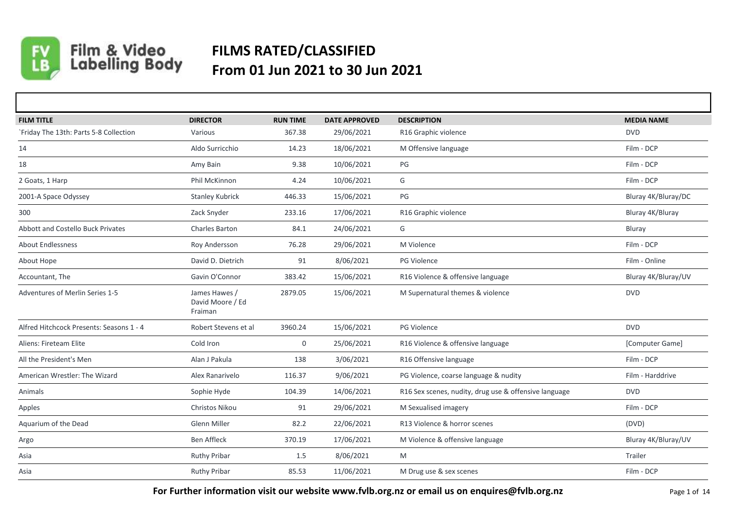Film & Video Labelling Body

# FILMS RATED/CLASSIFIED
# From 01 Jun 2021 to 30 Jun 2021

| FILM TITLE | DIRECTOR | RUN TIME | DATE APPROVED | DESCRIPTION | MEDIA NAME |
|---|---|---|---|---|---|
| `Friday The 13th: Parts 5-8 Collection | Various | 367.38 | 29/06/2021 | R16 Graphic violence | DVD |
| 14 | Aldo Surricchio | 14.23 | 18/06/2021 | M Offensive language | Film - DCP |
| 18 | Amy Bain | 9.38 | 10/06/2021 | PG | Film - DCP |
| 2 Goats, 1 Harp | Phil McKinnon | 4.24 | 10/06/2021 | G | Film - DCP |
| 2001-A Space Odyssey | Stanley Kubrick | 446.33 | 15/06/2021 | PG | Bluray 4K/Bluray/DC |
| 300 | Zack Snyder | 233.16 | 17/06/2021 | R16 Graphic violence | Bluray 4K/Bluray |
| Abbott and Costello Buck Privates | Charles Barton | 84.1 | 24/06/2021 | G | Bluray |
| About Endlessness | Roy Andersson | 76.28 | 29/06/2021 | M Violence | Film - DCP |
| About Hope | David D. Dietrich | 91 | 8/06/2021 | PG Violence | Film - Online |
| Accountant, The | Gavin O'Connor | 383.42 | 15/06/2021 | R16 Violence & offensive language | Bluray 4K/Bluray/UV |
| Adventures of Merlin Series 1-5 | James Hawes / David Moore / Ed Fraiman | 2879.05 | 15/06/2021 | M Supernatural themes & violence | DVD |
| Alfred Hitchcock Presents: Seasons 1 - 4 | Robert Stevens et al | 3960.24 | 15/06/2021 | PG Violence | DVD |
| Aliens: Fireteam Elite | Cold Iron | 0 | 25/06/2021 | R16 Violence & offensive language | [Computer Game] |
| All the President's Men | Alan J Pakula | 138 | 3/06/2021 | R16 Offensive language | Film - DCP |
| American Wrestler: The Wizard | Alex Ranarivelo | 116.37 | 9/06/2021 | PG Violence, coarse language & nudity | Film - Harddrive |
| Animals | Sophie Hyde | 104.39 | 14/06/2021 | R16 Sex scenes, nudity, drug use & offensive language | DVD |
| Apples | Christos Nikou | 91 | 29/06/2021 | M Sexualised imagery | Film - DCP |
| Aquarium of the Dead | Glenn Miller | 82.2 | 22/06/2021 | R13 Violence & horror scenes | (DVD) |
| Argo | Ben Affleck | 370.19 | 17/06/2021 | M Violence & offensive language | Bluray 4K/Bluray/UV |
| Asia | Ruthy Pribar | 1.5 | 8/06/2021 | M | Trailer |
| Asia | Ruthy Pribar | 85.53 | 11/06/2021 | M Drug use & sex scenes | Film - DCP |

**For Further information visit our website www.fvlb.org.nz or email us on enquires@fvlb.org.nz**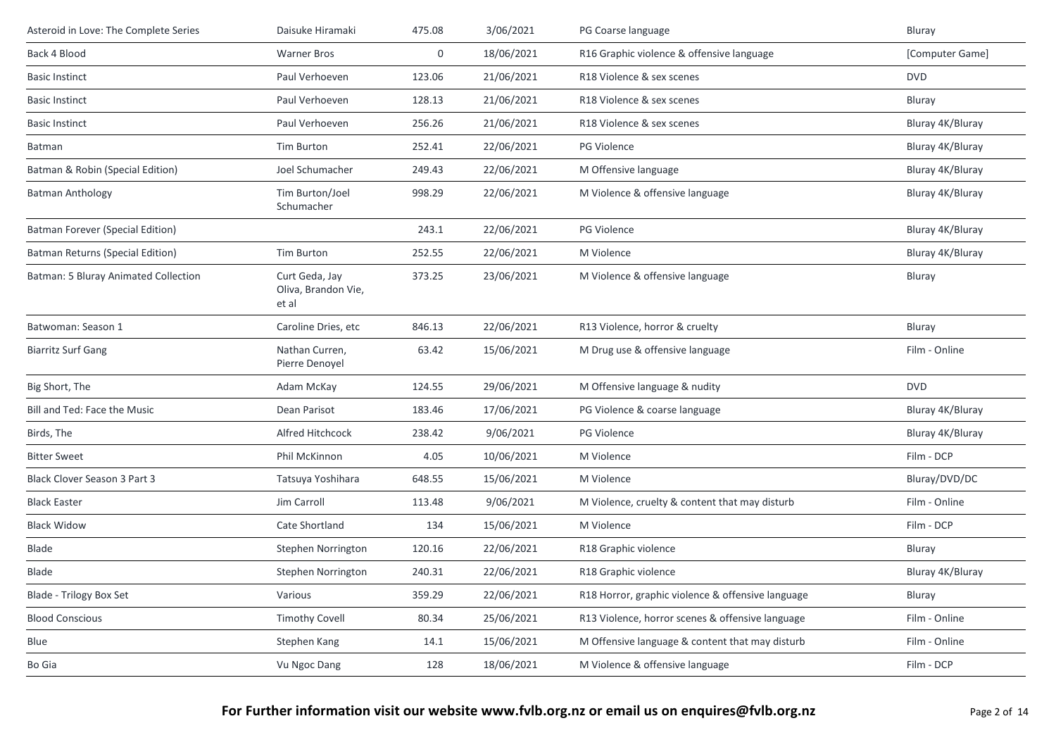| | | | | | |
|---|---|---|---|---|---|
| Asteroid in Love: The Complete Series | Daisuke Hiramaki | 475.08 | 3/06/2021 | PG Coarse language | Bluray |
| Back 4 Blood | Warner Bros | 0 | 18/06/2021 | R16 Graphic violence & offensive language | [Computer Game] |
| Basic Instinct | Paul Verhoeven | 123.06 | 21/06/2021 | R18 Violence & sex scenes | DVD |
| Basic Instinct | Paul Verhoeven | 128.13 | 21/06/2021 | R18 Violence & sex scenes | Bluray |
| Basic Instinct | Paul Verhoeven | 256.26 | 21/06/2021 | R18 Violence & sex scenes | Bluray 4K/Bluray |
| Batman | Tim Burton | 252.41 | 22/06/2021 | PG Violence | Bluray 4K/Bluray |
| Batman & Robin (Special Edition) | Joel Schumacher | 249.43 | 22/06/2021 | M Offensive language | Bluray 4K/Bluray |
| Batman Anthology | Tim Burton/Joel Schumacher | 998.29 | 22/06/2021 | M Violence & offensive language | Bluray 4K/Bluray |
| Batman Forever (Special Edition) | | 243.1 | 22/06/2021 | PG Violence | Bluray 4K/Bluray |
| Batman Returns (Special Edition) | Tim Burton | 252.55 | 22/06/2021 | M Violence | Bluray 4K/Bluray |
| Batman: 5 Bluray Animated Collection | Curt Geda, Jay Oliva, Brandon Vie, et al | 373.25 | 23/06/2021 | M Violence & offensive language | Bluray |
| Batwoman: Season 1 | Caroline Dries, etc | 846.13 | 22/06/2021 | R13 Violence, horror & cruelty | Bluray |
| Biarritz Surf Gang | Nathan Curren, Pierre Denoyel | 63.42 | 15/06/2021 | M Drug use & offensive language | Film - Online |
| Big Short, The | Adam McKay | 124.55 | 29/06/2021 | M Offensive language & nudity | DVD |
| Bill and Ted: Face the Music | Dean Parisot | 183.46 | 17/06/2021 | PG Violence & coarse language | Bluray 4K/Bluray |
| Birds, The | Alfred Hitchcock | 238.42 | 9/06/2021 | PG Violence | Bluray 4K/Bluray |
| Bitter Sweet | Phil McKinnon | 4.05 | 10/06/2021 | M Violence | Film - DCP |
| Black Clover Season 3 Part 3 | Tatsuya Yoshihara | 648.55 | 15/06/2021 | M Violence | Bluray/DVD/DC |
| Black Easter | Jim Carroll | 113.48 | 9/06/2021 | M Violence, cruelty & content that may disturb | Film - Online |
| Black Widow | Cate Shortland | 134 | 15/06/2021 | M Violence | Film - DCP |
| Blade | Stephen Norrington | 120.16 | 22/06/2021 | R18 Graphic violence | Bluray |
| Blade | Stephen Norrington | 240.31 | 22/06/2021 | R18 Graphic violence | Bluray 4K/Bluray |
| Blade - Trilogy Box Set | Various | 359.29 | 22/06/2021 | R18 Horror, graphic violence & offensive language | Bluray |
| Blood Conscious | Timothy Covell | 80.34 | 25/06/2021 | R13 Violence, horror scenes & offensive language | Film - Online |
| Blue | Stephen Kang | 14.1 | 15/06/2021 | M Offensive language & content that may disturb | Film - Online |
| Bo Gia | Vu Ngoc Dang | 128 | 18/06/2021 | M Violence & offensive language | Film - DCP |

**For Further information visit our website www.fvlb.org.nz or email us on enquires@fvlb.org.nz**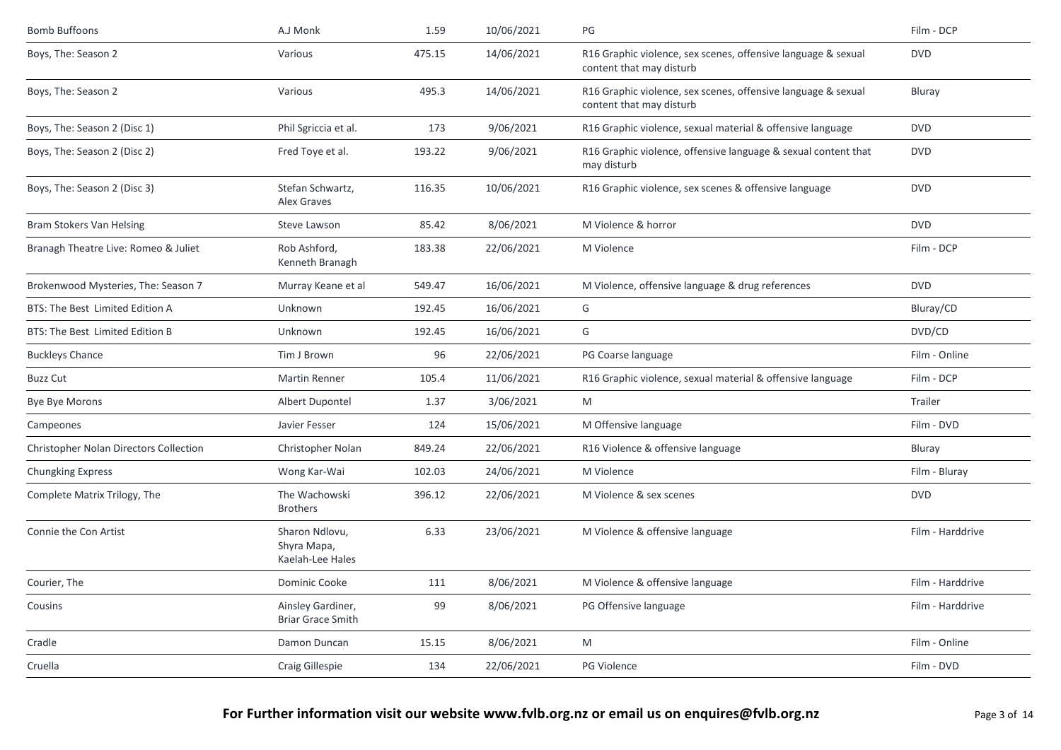| | | | | | |
|---|---|---|---|---|---|
| Bomb Buffoons | A.J Monk | 1.59 | 10/06/2021 | PG | Film - DCP |
| Boys, The: Season 2 | Various | 475.15 | 14/06/2021 | R16 Graphic violence, sex scenes, offensive language & sexual content that may disturb | DVD |
| Boys, The: Season 2 | Various | 495.3 | 14/06/2021 | R16 Graphic violence, sex scenes, offensive language & sexual content that may disturb | Bluray |
| Boys, The: Season 2 (Disc 1) | Phil Sgriccia et al. | 173 | 9/06/2021 | R16 Graphic violence, sexual material & offensive language | DVD |
| Boys, The: Season 2 (Disc 2) | Fred Toye et al. | 193.22 | 9/06/2021 | R16 Graphic violence, offensive language & sexual content that may disturb | DVD |
| Boys, The: Season 2 (Disc 3) | Stefan Schwartz, Alex Graves | 116.35 | 10/06/2021 | R16 Graphic violence, sex scenes & offensive language | DVD |
| Bram Stokers Van Helsing | Steve Lawson | 85.42 | 8/06/2021 | M Violence & horror | DVD |
| Branagh Theatre Live: Romeo & Juliet | Rob Ashford, Kenneth Branagh | 183.38 | 22/06/2021 | M Violence | Film - DCP |
| Brokenwood Mysteries, The: Season 7 | Murray Keane et al | 549.47 | 16/06/2021 | M Violence, offensive language & drug references | DVD |
| BTS: The Best Limited Edition A | Unknown | 192.45 | 16/06/2021 | G | Bluray/CD |
| BTS: The Best Limited Edition B | Unknown | 192.45 | 16/06/2021 | G | DVD/CD |
| Buckleys Chance | Tim J Brown | 96 | 22/06/2021 | PG Coarse language | Film - Online |
| Buzz Cut | Martin Renner | 105.4 | 11/06/2021 | R16 Graphic violence, sexual material & offensive language | Film - DCP |
| Bye Bye Morons | Albert Dupontel | 1.37 | 3/06/2021 | M | Trailer |
| Campeones | Javier Fesser | 124 | 15/06/2021 | M Offensive language | Film - DVD |
| Christopher Nolan Directors Collection | Christopher Nolan | 849.24 | 22/06/2021 | R16 Violence & offensive language | Bluray |
| Chungking Express | Wong Kar-Wai | 102.03 | 24/06/2021 | M Violence | Film - Bluray |
| Complete Matrix Trilogy, The | The Wachowski Brothers | 396.12 | 22/06/2021 | M Violence & sex scenes | DVD |
| Connie the Con Artist | Sharon Ndlovu, Shyra Mapa, Kaelah-Lee Hales | 6.33 | 23/06/2021 | M Violence & offensive language | Film - Harddrive |
| Courier, The | Dominic Cooke | 111 | 8/06/2021 | M Violence & offensive language | Film - Harddrive |
| Cousins | Ainsley Gardiner, Briar Grace Smith | 99 | 8/06/2021 | PG Offensive language | Film - Harddrive |
| Cradle | Damon Duncan | 15.15 | 8/06/2021 | M | Film - Online |
| Cruella | Craig Gillespie | 134 | 22/06/2021 | PG Violence | Film - DVD |

**For Further information visit our website www.fvlb.org.nz or email us on enquires@fvlb.org.nz**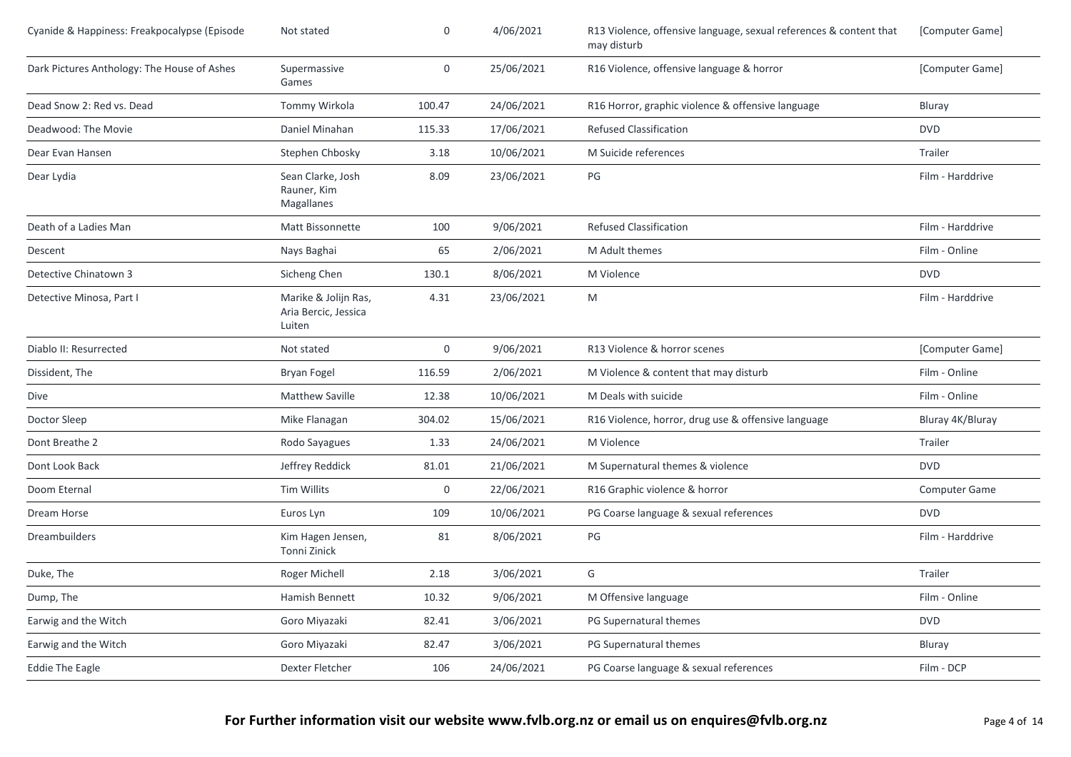| | | | | | |
|---|---|---|---|---|---|
| Cyanide & Happiness: Freakpocalypse (Episode | Not stated | 0 | 4/06/2021 | R13 Violence, offensive language, sexual references & content that may disturb | [Computer Game] |
| Dark Pictures Anthology: The House of Ashes | Supermassive Games | 0 | 25/06/2021 | R16 Violence, offensive language & horror | [Computer Game] |
| Dead Snow 2: Red vs. Dead | Tommy Wirkola | 100.47 | 24/06/2021 | R16 Horror, graphic violence & offensive language | Bluray |
| Deadwood: The Movie | Daniel Minahan | 115.33 | 17/06/2021 | Refused Classification | DVD |
| Dear Evan Hansen | Stephen Chbosky | 3.18 | 10/06/2021 | M Suicide references | Trailer |
| Dear Lydia | Sean Clarke, Josh Rauner, Kim Magallanes | 8.09 | 23/06/2021 | PG | Film - Harddrive |
| Death of a Ladies Man | Matt Bissonnette | 100 | 9/06/2021 | Refused Classification | Film - Harddrive |
| Descent | Nays Baghai | 65 | 2/06/2021 | M Adult themes | Film - Online |
| Detective Chinatown 3 | Sicheng Chen | 130.1 | 8/06/2021 | M Violence | DVD |
| Detective Minosa, Part I | Marike & Jolijn Ras, Aria Bercic, Jessica Luiten | 4.31 | 23/06/2021 | M | Film - Harddrive |
| Diablo II: Resurrected | Not stated | 0 | 9/06/2021 | R13 Violence & horror scenes | [Computer Game] |
| Dissident, The | Bryan Fogel | 116.59 | 2/06/2021 | M Violence & content that may disturb | Film - Online |
| Dive | Matthew Saville | 12.38 | 10/06/2021 | M Deals with suicide | Film - Online |
| Doctor Sleep | Mike Flanagan | 304.02 | 15/06/2021 | R16 Violence, horror, drug use & offensive language | Bluray 4K/Bluray |
| Dont Breathe 2 | Rodo Sayagues | 1.33 | 24/06/2021 | M Violence | Trailer |
| Dont Look Back | Jeffrey Reddick | 81.01 | 21/06/2021 | M Supernatural themes & violence | DVD |
| Doom Eternal | Tim Willits | 0 | 22/06/2021 | R16 Graphic violence & horror | Computer Game |
| Dream Horse | Euros Lyn | 109 | 10/06/2021 | PG Coarse language & sexual references | DVD |
| Dreambuilders | Kim Hagen Jensen, Tonni Zinick | 81 | 8/06/2021 | PG | Film - Harddrive |
| Duke, The | Roger Michell | 2.18 | 3/06/2021 | G | Trailer |
| Dump, The | Hamish Bennett | 10.32 | 9/06/2021 | M Offensive language | Film - Online |
| Earwig and the Witch | Goro Miyazaki | 82.41 | 3/06/2021 | PG Supernatural themes | DVD |
| Earwig and the Witch | Goro Miyazaki | 82.47 | 3/06/2021 | PG Supernatural themes | Bluray |
| Eddie The Eagle | Dexter Fletcher | 106 | 24/06/2021 | PG Coarse language & sexual references | Film - DCP |

**For Further information visit our website www.fvlb.org.nz or email us on enquires@fvlb.org.nz**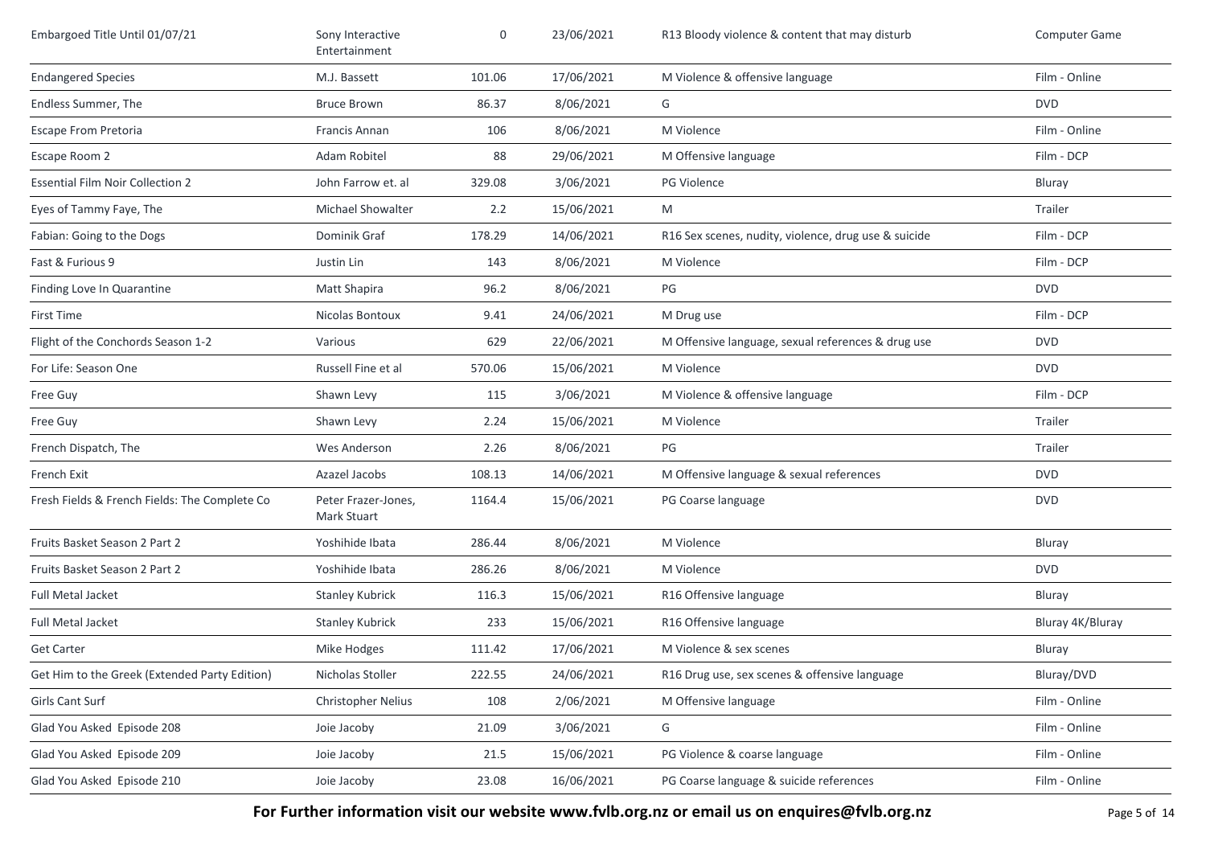| | | | | | |
|---|---|---|---|---|---|
| Embargoed Title Until 01/07/21 | Sony Interactive Entertainment | 0 | 23/06/2021 | R13 Bloody violence & content that may disturb | Computer Game |
| Endangered Species | M.J. Bassett | 101.06 | 17/06/2021 | M Violence & offensive language | Film - Online |
| Endless Summer, The | Bruce Brown | 86.37 | 8/06/2021 | G | DVD |
| Escape From Pretoria | Francis Annan | 106 | 8/06/2021 | M Violence | Film - Online |
| Escape Room 2 | Adam Robitel | 88 | 29/06/2021 | M Offensive language | Film - DCP |
| Essential Film Noir Collection 2 | John Farrow et. al | 329.08 | 3/06/2021 | PG Violence | Bluray |
| Eyes of Tammy Faye, The | Michael Showalter | 2.2 | 15/06/2021 | M | Trailer |
| Fabian: Going to the Dogs | Dominik Graf | 178.29 | 14/06/2021 | R16 Sex scenes, nudity, violence, drug use & suicide | Film - DCP |
| Fast & Furious 9 | Justin Lin | 143 | 8/06/2021 | M Violence | Film - DCP |
| Finding Love In Quarantine | Matt Shapira | 96.2 | 8/06/2021 | PG | DVD |
| First Time | Nicolas Bontoux | 9.41 | 24/06/2021 | M Drug use | Film - DCP |
| Flight of the Conchords Season 1-2 | Various | 629 | 22/06/2021 | M Offensive language, sexual references & drug use | DVD |
| For Life: Season One | Russell Fine et al | 570.06 | 15/06/2021 | M Violence | DVD |
| Free Guy | Shawn Levy | 115 | 3/06/2021 | M Violence & offensive language | Film - DCP |
| Free Guy | Shawn Levy | 2.24 | 15/06/2021 | M Violence | Trailer |
| French Dispatch, The | Wes Anderson | 2.26 | 8/06/2021 | PG | Trailer |
| French Exit | Azazel Jacobs | 108.13 | 14/06/2021 | M Offensive language & sexual references | DVD |
| Fresh Fields & French Fields: The Complete Co | Peter Frazer-Jones, Mark Stuart | 1164.4 | 15/06/2021 | PG Coarse language | DVD |
| Fruits Basket Season 2 Part 2 | Yoshihide Ibata | 286.44 | 8/06/2021 | M Violence | Bluray |
| Fruits Basket Season 2 Part 2 | Yoshihide Ibata | 286.26 | 8/06/2021 | M Violence | DVD |
| Full Metal Jacket | Stanley Kubrick | 116.3 | 15/06/2021 | R16 Offensive language | Bluray |
| Full Metal Jacket | Stanley Kubrick | 233 | 15/06/2021 | R16 Offensive language | Bluray 4K/Bluray |
| Get Carter | Mike Hodges | 111.42 | 17/06/2021 | M Violence & sex scenes | Bluray |
| Get Him to the Greek (Extended Party Edition) | Nicholas Stoller | 222.55 | 24/06/2021 | R16 Drug use, sex scenes & offensive language | Bluray/DVD |
| Girls Cant Surf | Christopher Nelius | 108 | 2/06/2021 | M Offensive language | Film - Online |
| Glad You Asked Episode 208 | Joie Jacoby | 21.09 | 3/06/2021 | G | Film - Online |
| Glad You Asked Episode 209 | Joie Jacoby | 21.5 | 15/06/2021 | PG Violence & coarse language | Film - Online |
| Glad You Asked Episode 210 | Joie Jacoby | 23.08 | 16/06/2021 | PG Coarse language & suicide references | Film - Online |

**For Further information visit our website www.fvlb.org.nz or email us on enquires@fvlb.org.nz**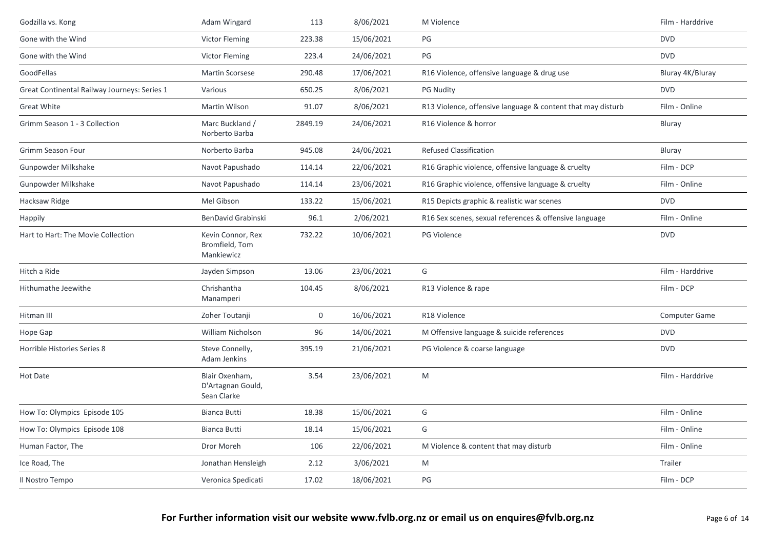| | | | | | |
|---|---|---|---|---|---|
| Godzilla vs. Kong | Adam Wingard | 113 | 8/06/2021 | M Violence | Film - Harddrive |
| Gone with the Wind | Victor Fleming | 223.38 | 15/06/2021 | PG | DVD |
| Gone with the Wind | Victor Fleming | 223.4 | 24/06/2021 | PG | DVD |
| GoodFellas | Martin Scorsese | 290.48 | 17/06/2021 | R16 Violence, offensive language & drug use | Bluray 4K/Bluray |
| Great Continental Railway Journeys: Series 1 | Various | 650.25 | 8/06/2021 | PG Nudity | DVD |
| Great White | Martin Wilson | 91.07 | 8/06/2021 | R13 Violence, offensive language & content that may disturb | Film - Online |
| Grimm Season 1 - 3 Collection | Marc Buckland / Norberto Barba | 2849.19 | 24/06/2021 | R16 Violence & horror | Bluray |
| Grimm Season Four | Norberto Barba | 945.08 | 24/06/2021 | Refused Classification | Bluray |
| Gunpowder Milkshake | Navot Papushado | 114.14 | 22/06/2021 | R16 Graphic violence, offensive language & cruelty | Film - DCP |
| Gunpowder Milkshake | Navot Papushado | 114.14 | 23/06/2021 | R16 Graphic violence, offensive language & cruelty | Film - Online |
| Hacksaw Ridge | Mel Gibson | 133.22 | 15/06/2021 | R15 Depicts graphic & realistic war scenes | DVD |
| Happily | BenDavid Grabinski | 96.1 | 2/06/2021 | R16 Sex scenes, sexual references & offensive language | Film - Online |
| Hart to Hart: The Movie Collection | Kevin Connor, Rex Bromfield, Tom Mankiewicz | 732.22 | 10/06/2021 | PG Violence | DVD |
| Hitch a Ride | Jayden Simpson | 13.06 | 23/06/2021 | G | Film - Harddrive |
| Hithumathe Jeewithe | Chrishantha Manamperi | 104.45 | 8/06/2021 | R13 Violence & rape | Film - DCP |
| Hitman III | Zoher Toutanji | 0 | 16/06/2021 | R18 Violence | Computer Game |
| Hope Gap | William Nicholson | 96 | 14/06/2021 | M Offensive language & suicide references | DVD |
| Horrible Histories Series 8 | Steve Connelly, Adam Jenkins | 395.19 | 21/06/2021 | PG Violence & coarse language | DVD |
| Hot Date | Blair Oxenham, D'Artagnan Gould, Sean Clarke | 3.54 | 23/06/2021 | M | Film - Harddrive |
| How To: Olympics Episode 105 | Bianca Butti | 18.38 | 15/06/2021 | G | Film - Online |
| How To: Olympics Episode 108 | Bianca Butti | 18.14 | 15/06/2021 | G | Film - Online |
| Human Factor, The | Dror Moreh | 106 | 22/06/2021 | M Violence & content that may disturb | Film - Online |
| Ice Road, The | Jonathan Hensleigh | 2.12 | 3/06/2021 | M | Trailer |
| Il Nostro Tempo | Veronica Spedicati | 17.02 | 18/06/2021 | PG | Film - DCP |

**For Further information visit our website www.fvlb.org.nz or email us on enquires@fvlb.org.nz**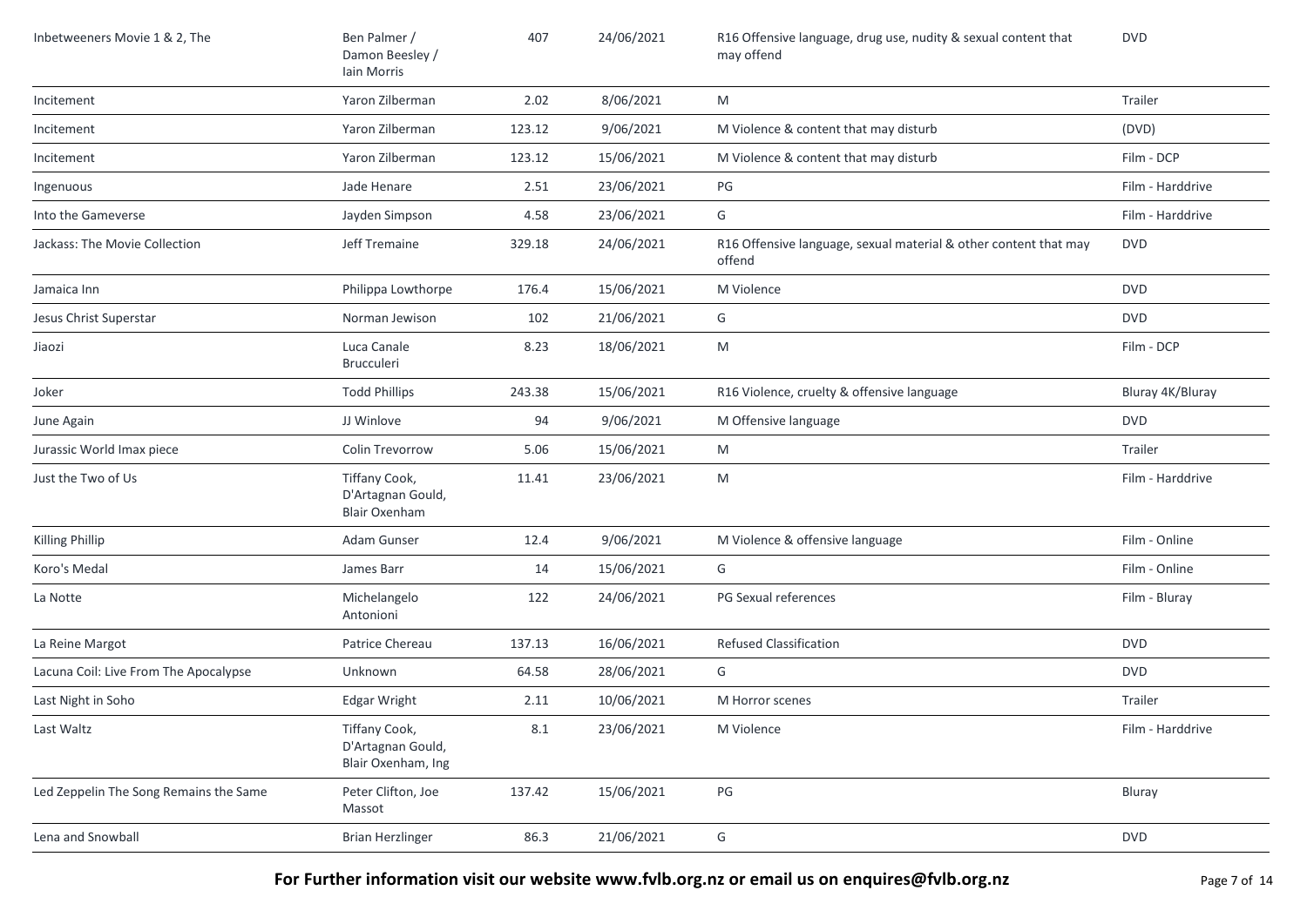| Inbetweeners Movie 1 & 2, The | Ben Palmer / Damon Beesley / Iain Morris | 407 | 24/06/2021 | R16 Offensive language, drug use, nudity & sexual content that may offend | DVD |
|---|---|---|---|---|---|
| Incitement | Yaron Zilberman | 2.02 | 8/06/2021 | M | Trailer |
| Incitement | Yaron Zilberman | 123.12 | 9/06/2021 | M Violence & content that may disturb | (DVD) |
| Incitement | Yaron Zilberman | 123.12 | 15/06/2021 | M Violence & content that may disturb | Film - DCP |
| Ingenuous | Jade Henare | 2.51 | 23/06/2021 | PG | Film - Harddrive |
| Into the Gameverse | Jayden Simpson | 4.58 | 23/06/2021 | G | Film - Harddrive |
| Jackass: The Movie Collection | Jeff Tremaine | 329.18 | 24/06/2021 | R16 Offensive language, sexual material & other content that may offend | DVD |
| Jamaica Inn | Philippa Lowthorpe | 176.4 | 15/06/2021 | M Violence | DVD |
| Jesus Christ Superstar | Norman Jewison | 102 | 21/06/2021 | G | DVD |
| Jiaozi | Luca Canale Brucculeri | 8.23 | 18/06/2021 | M | Film - DCP |
| Joker | Todd Phillips | 243.38 | 15/06/2021 | R16 Violence, cruelty & offensive language | Bluray 4K/Bluray |
| June Again | JJ Winlove | 94 | 9/06/2021 | M Offensive language | DVD |
| Jurassic World Imax piece | Colin Trevorrow | 5.06 | 15/06/2021 | M | Trailer |
| Just the Two of Us | Tiffany Cook, D'Artagnan Gould, Blair Oxenham | 11.41 | 23/06/2021 | M | Film - Harddrive |
| Killing Phillip | Adam Gunser | 12.4 | 9/06/2021 | M Violence & offensive language | Film - Online |
| Koro's Medal | James Barr | 14 | 15/06/2021 | G | Film - Online |
| La Notte | Michelangelo Antonioni | 122 | 24/06/2021 | PG Sexual references | Film - Bluray |
| La Reine Margot | Patrice Chereau | 137.13 | 16/06/2021 | Refused Classification | DVD |
| Lacuna Coil: Live From The Apocalypse | Unknown | 64.58 | 28/06/2021 | G | DVD |
| Last Night in Soho | Edgar Wright | 2.11 | 10/06/2021 | M Horror scenes | Trailer |
| Last Waltz | Tiffany Cook, D'Artagnan Gould, Blair Oxenham, Ing | 8.1 | 23/06/2021 | M Violence | Film - Harddrive |
| Led Zeppelin The Song Remains the Same | Peter Clifton, Joe Massot | 137.42 | 15/06/2021 | PG | Bluray |
| Lena and Snowball | Brian Herzlinger | 86.3 | 21/06/2021 | G | DVD |

**For Further information visit our website www.fvlb.org.nz or email us on enquires@fvlb.org.nz**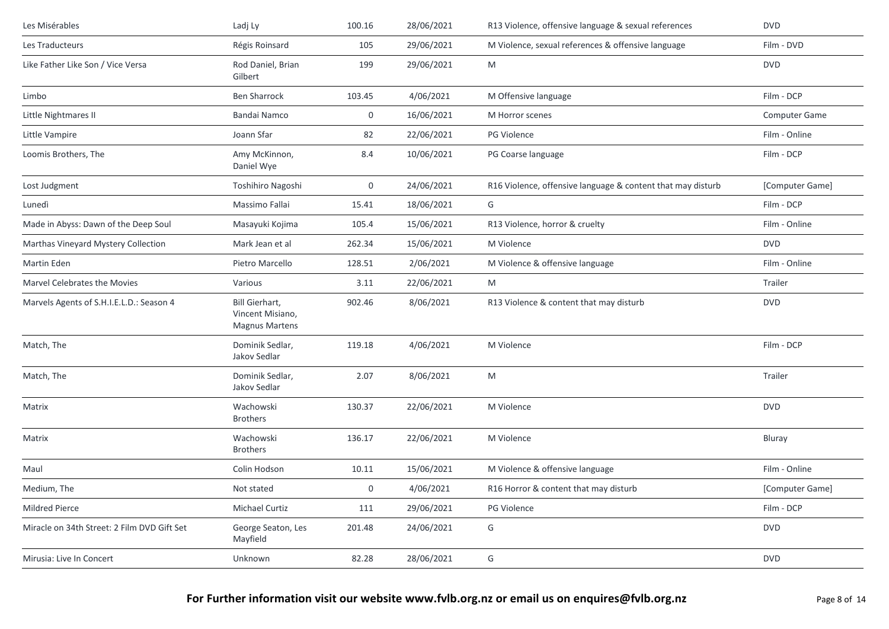| | | | | | |
|---|---|---|---|---|---|
| Les Misérables | Ladj Ly | 100.16 | 28/06/2021 | R13 Violence, offensive language & sexual references | DVD |
| Les Traducteurs | Régis Roinsard | 105 | 29/06/2021 | M Violence, sexual references & offensive language | Film - DVD |
| Like Father Like Son / Vice Versa | Rod Daniel, Brian Gilbert | 199 | 29/06/2021 | M | DVD |
| Limbo | Ben Sharrock | 103.45 | 4/06/2021 | M Offensive language | Film - DCP |
| Little Nightmares II | Bandai Namco | 0 | 16/06/2021 | M Horror scenes | Computer Game |
| Little Vampire | Joann Sfar | 82 | 22/06/2021 | PG Violence | Film - Online |
| Loomis Brothers, The | Amy McKinnon, Daniel Wye | 8.4 | 10/06/2021 | PG Coarse language | Film - DCP |
| Lost Judgment | Toshihiro Nagoshi | 0 | 24/06/2021 | R16 Violence, offensive language & content that may disturb | [Computer Game] |
| Lunedì | Massimo Fallai | 15.41 | 18/06/2021 | G | Film - DCP |
| Made in Abyss: Dawn of the Deep Soul | Masayuki Kojima | 105.4 | 15/06/2021 | R13 Violence, horror & cruelty | Film - Online |
| Marthas Vineyard Mystery Collection | Mark Jean et al | 262.34 | 15/06/2021 | M Violence | DVD |
| Martin Eden | Pietro Marcello | 128.51 | 2/06/2021 | M Violence & offensive language | Film - Online |
| Marvel Celebrates the Movies | Various | 3.11 | 22/06/2021 | M | Trailer |
| Marvels Agents of S.H.I.E.L.D.: Season 4 | Bill Gierhart, Vincent Misiano, Magnus Martens | 902.46 | 8/06/2021 | R13 Violence & content that may disturb | DVD |
| Match, The | Dominik Sedlar, Jakov Sedlar | 119.18 | 4/06/2021 | M Violence | Film - DCP |
| Match, The | Dominik Sedlar, Jakov Sedlar | 2.07 | 8/06/2021 | M | Trailer |
| Matrix | Wachowski Brothers | 130.37 | 22/06/2021 | M Violence | DVD |
| Matrix | Wachowski Brothers | 136.17 | 22/06/2021 | M Violence | Bluray |
| Maul | Colin Hodson | 10.11 | 15/06/2021 | M Violence & offensive language | Film - Online |
| Medium, The | Not stated | 0 | 4/06/2021 | R16 Horror & content that may disturb | [Computer Game] |
| Mildred Pierce | Michael Curtiz | 111 | 29/06/2021 | PG Violence | Film - DCP |
| Miracle on 34th Street: 2 Film DVD Gift Set | George Seaton, Les Mayfield | 201.48 | 24/06/2021 | G | DVD |
| Mirusia: Live In Concert | Unknown | 82.28 | 28/06/2021 | G | DVD |

**For Further information visit our website www.fvlb.org.nz or email us on enquires@fvlb.org.nz**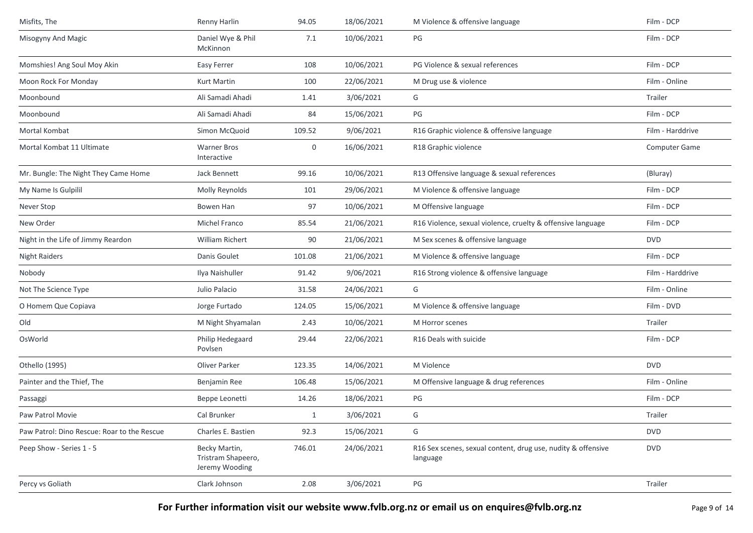| Misfits, The | Renny Harlin | 94.05 | 18/06/2021 | M Violence & offensive language | Film - DCP |
|---|---|---|---|---|---|
| Misogyny And Magic | Daniel Wye & Phil McKinnon | 7.1 | 10/06/2021 | PG | Film - DCP |
| Momshies! Ang Soul Moy Akin | Easy Ferrer | 108 | 10/06/2021 | PG Violence & sexual references | Film - DCP |
| Moon Rock For Monday | Kurt Martin | 100 | 22/06/2021 | M Drug use & violence | Film - Online |
| Moonbound | Ali Samadi Ahadi | 1.41 | 3/06/2021 | G | Trailer |
| Moonbound | Ali Samadi Ahadi | 84 | 15/06/2021 | PG | Film - DCP |
| Mortal Kombat | Simon McQuoid | 109.52 | 9/06/2021 | R16 Graphic violence & offensive language | Film - Harddrive |
| Mortal Kombat 11 Ultimate | Warner Bros Interactive | 0 | 16/06/2021 | R18 Graphic violence | Computer Game |
| Mr. Bungle: The Night They Came Home | Jack Bennett | 99.16 | 10/06/2021 | R13 Offensive language & sexual references | (Bluray) |
| My Name Is Gulpilil | Molly Reynolds | 101 | 29/06/2021 | M Violence & offensive language | Film - DCP |
| Never Stop | Bowen Han | 97 | 10/06/2021 | M Offensive language | Film - DCP |
| New Order | Michel Franco | 85.54 | 21/06/2021 | R16 Violence, sexual violence, cruelty & offensive language | Film - DCP |
| Night in the Life of Jimmy Reardon | William Richert | 90 | 21/06/2021 | M Sex scenes & offensive language | DVD |
| Night Raiders | Danis Goulet | 101.08 | 21/06/2021 | M Violence & offensive language | Film - DCP |
| Nobody | Ilya Naishuller | 91.42 | 9/06/2021 | R16 Strong violence & offensive language | Film - Harddrive |
| Not The Science Type | Julio Palacio | 31.58 | 24/06/2021 | G | Film - Online |
| O Homem Que Copiava | Jorge Furtado | 124.05 | 15/06/2021 | M Violence & offensive language | Film - DVD |
| Old | M Night Shyamalan | 2.43 | 10/06/2021 | M Horror scenes | Trailer |
| OsWorld | Philip Hedegaard Povlsen | 29.44 | 22/06/2021 | R16 Deals with suicide | Film - DCP |
| Othello (1995) | Oliver Parker | 123.35 | 14/06/2021 | M Violence | DVD |
| Painter and the Thief, The | Benjamin Ree | 106.48 | 15/06/2021 | M Offensive language & drug references | Film - Online |
| Passaggi | Beppe Leonetti | 14.26 | 18/06/2021 | PG | Film - DCP |
| Paw Patrol Movie | Cal Brunker | 1 | 3/06/2021 | G | Trailer |
| Paw Patrol: Dino Rescue: Roar to the Rescue | Charles E. Bastien | 92.3 | 15/06/2021 | G | DVD |
| Peep Show - Series 1 - 5 | Becky Martin, Tristram Shapeero, Jeremy Wooding | 746.01 | 24/06/2021 | R16 Sex scenes, sexual content, drug use, nudity & offensive language | DVD |
| Percy vs Goliath | Clark Johnson | 2.08 | 3/06/2021 | PG | Trailer |

**For Further information visit our website www.fvlb.org.nz or email us on enquires@fvlb.org.nz**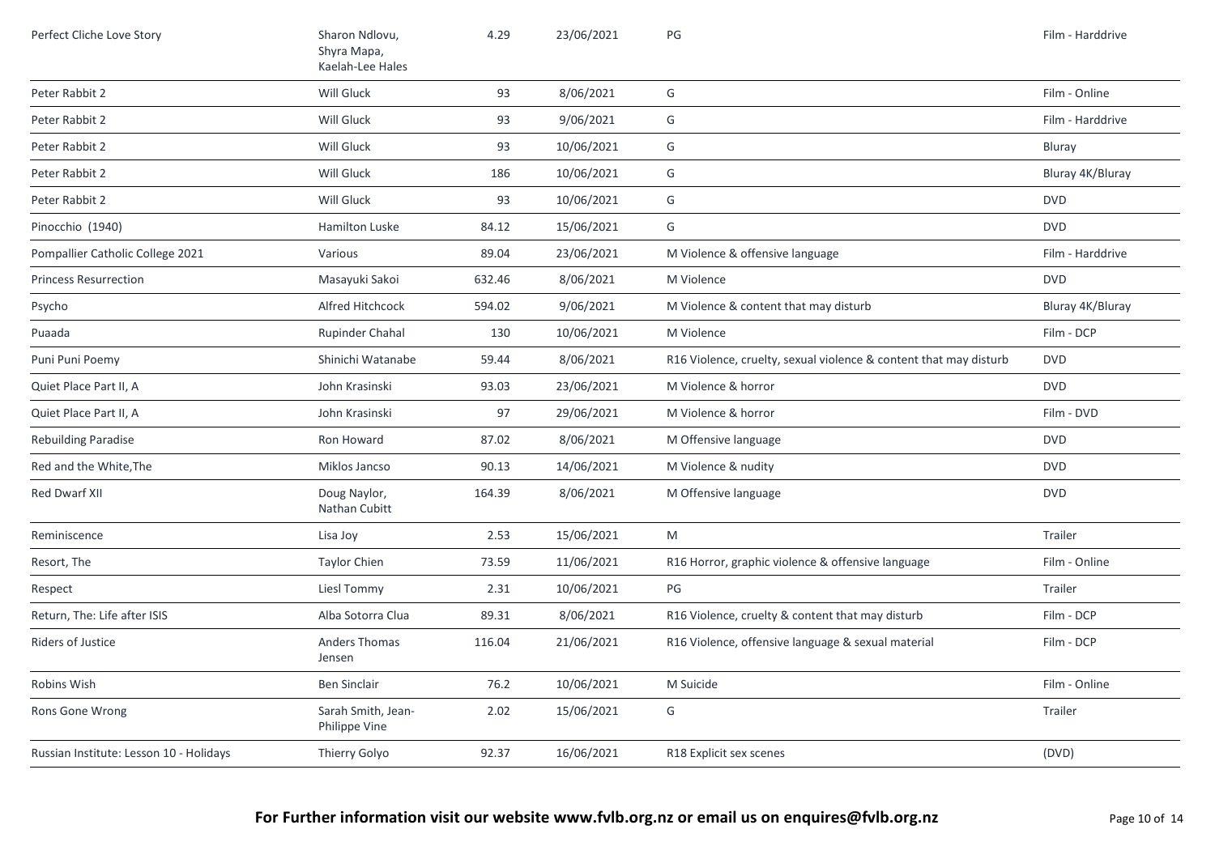| Title | Director | Duration | Date | Classification | Format |
|---|---|---|---|---|---|
| Perfect Cliche Love Story | Sharon Ndlovu, Shyra Mapa, Kaelah-Lee Hales | 4.29 | 23/06/2021 | PG | Film - Harddrive |
| Peter Rabbit 2 | Will Gluck | 93 | 8/06/2021 | G | Film - Online |
| Peter Rabbit 2 | Will Gluck | 93 | 9/06/2021 | G | Film - Harddrive |
| Peter Rabbit 2 | Will Gluck | 93 | 10/06/2021 | G | Bluray |
| Peter Rabbit 2 | Will Gluck | 186 | 10/06/2021 | G | Bluray 4K/Bluray |
| Peter Rabbit 2 | Will Gluck | 93 | 10/06/2021 | G | DVD |
| Pinocchio (1940) | Hamilton Luske | 84.12 | 15/06/2021 | G | DVD |
| Pompallier Catholic College 2021 | Various | 89.04 | 23/06/2021 | M Violence & offensive language | Film - Harddrive |
| Princess Resurrection | Masayuki Sakoi | 632.46 | 8/06/2021 | M Violence | DVD |
| Psycho | Alfred Hitchcock | 594.02 | 9/06/2021 | M Violence & content that may disturb | Bluray 4K/Bluray |
| Puaada | Rupinder Chahal | 130 | 10/06/2021 | M Violence | Film - DCP |
| Puni Puni Poemy | Shinichi Watanabe | 59.44 | 8/06/2021 | R16 Violence, cruelty, sexual violence & content that may disturb | DVD |
| Quiet Place Part II, A | John Krasinski | 93.03 | 23/06/2021 | M Violence & horror | DVD |
| Quiet Place Part II, A | John Krasinski | 97 | 29/06/2021 | M Violence & horror | Film - DVD |
| Rebuilding Paradise | Ron Howard | 87.02 | 8/06/2021 | M Offensive language | DVD |
| Red and the White,The | Miklos Jancso | 90.13 | 14/06/2021 | M Violence & nudity | DVD |
| Red Dwarf XII | Doug Naylor, Nathan Cubitt | 164.39 | 8/06/2021 | M Offensive language | DVD |
| Reminiscence | Lisa Joy | 2.53 | 15/06/2021 | M | Trailer |
| Resort, The | Taylor Chien | 73.59 | 11/06/2021 | R16 Horror, graphic violence & offensive language | Film - Online |
| Respect | Liesl Tommy | 2.31 | 10/06/2021 | PG | Trailer |
| Return, The: Life after ISIS | Alba Sotorra Clua | 89.31 | 8/06/2021 | R16 Violence, cruelty & content that may disturb | Film - DCP |
| Riders of Justice | Anders Thomas Jensen | 116.04 | 21/06/2021 | R16 Violence, offensive language & sexual material | Film - DCP |
| Robins Wish | Ben Sinclair | 76.2 | 10/06/2021 | M Suicide | Film - Online |
| Rons Gone Wrong | Sarah Smith, Jean-Philippe Vine | 2.02 | 15/06/2021 | G | Trailer |
| Russian Institute: Lesson 10 - Holidays | Thierry Golyo | 92.37 | 16/06/2021 | R18 Explicit sex scenes | (DVD) |

**For Further information visit our website www.fvlb.org.nz or email us on enquires@fvlb.org.nz**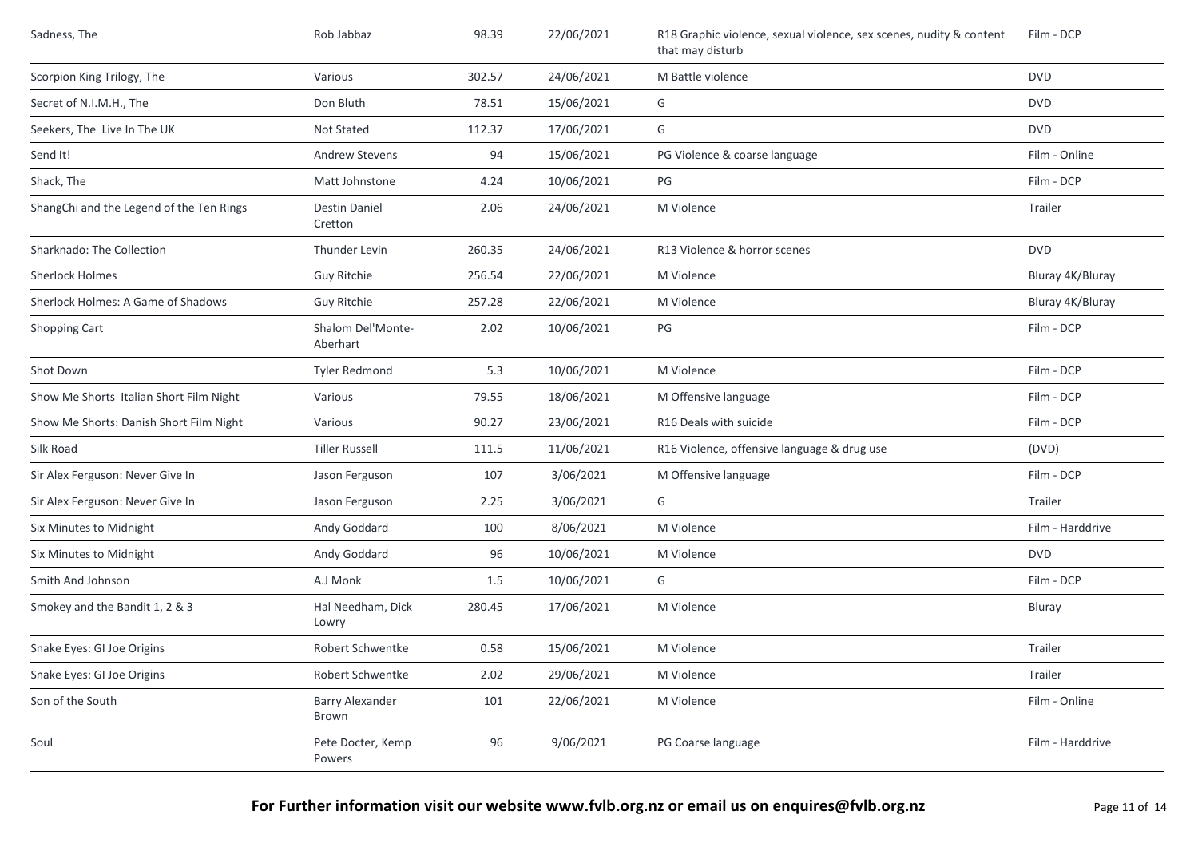| | | | | | |
|---|---|---|---|---|---|
| Sadness, The | Rob Jabbaz | 98.39 | 22/06/2021 | R18 Graphic violence, sexual violence, sex scenes, nudity & content that may disturb | Film - DCP |
| Scorpion King Trilogy, The | Various | 302.57 | 24/06/2021 | M Battle violence | DVD |
| Secret of N.I.M.H., The | Don Bluth | 78.51 | 15/06/2021 | G | DVD |
| Seekers, The Live In The UK | Not Stated | 112.37 | 17/06/2021 | G | DVD |
| Send It! | Andrew Stevens | 94 | 15/06/2021 | PG Violence & coarse language | Film - Online |
| Shack, The | Matt Johnstone | 4.24 | 10/06/2021 | PG | Film - DCP |
| ShangChi and the Legend of the Ten Rings | Destin Daniel Cretton | 2.06 | 24/06/2021 | M Violence | Trailer |
| Sharknado: The Collection | Thunder Levin | 260.35 | 24/06/2021 | R13 Violence & horror scenes | DVD |
| Sherlock Holmes | Guy Ritchie | 256.54 | 22/06/2021 | M Violence | Bluray 4K/Bluray |
| Sherlock Holmes: A Game of Shadows | Guy Ritchie | 257.28 | 22/06/2021 | M Violence | Bluray 4K/Bluray |
| Shopping Cart | Shalom Del'Monte-Aberhart | 2.02 | 10/06/2021 | PG | Film - DCP |
| Shot Down | Tyler Redmond | 5.3 | 10/06/2021 | M Violence | Film - DCP |
| Show Me Shorts Italian Short Film Night | Various | 79.55 | 18/06/2021 | M Offensive language | Film - DCP |
| Show Me Shorts: Danish Short Film Night | Various | 90.27 | 23/06/2021 | R16 Deals with suicide | Film - DCP |
| Silk Road | Tiller Russell | 111.5 | 11/06/2021 | R16 Violence, offensive language & drug use | (DVD) |
| Sir Alex Ferguson: Never Give In | Jason Ferguson | 107 | 3/06/2021 | M Offensive language | Film - DCP |
| Sir Alex Ferguson: Never Give In | Jason Ferguson | 2.25 | 3/06/2021 | G | Trailer |
| Six Minutes to Midnight | Andy Goddard | 100 | 8/06/2021 | M Violence | Film - Harddrive |
| Six Minutes to Midnight | Andy Goddard | 96 | 10/06/2021 | M Violence | DVD |
| Smith And Johnson | A.J Monk | 1.5 | 10/06/2021 | G | Film - DCP |
| Smokey and the Bandit 1, 2 & 3 | Hal Needham, Dick Lowry | 280.45 | 17/06/2021 | M Violence | Bluray |
| Snake Eyes: GI Joe Origins | Robert Schwentke | 0.58 | 15/06/2021 | M Violence | Trailer |
| Snake Eyes: GI Joe Origins | Robert Schwentke | 2.02 | 29/06/2021 | M Violence | Trailer |
| Son of the South | Barry Alexander Brown | 101 | 22/06/2021 | M Violence | Film - Online |
| Soul | Pete Docter, Kemp Powers | 96 | 9/06/2021 | PG Coarse language | Film - Harddrive |

**For Further information visit our website www.fvlb.org.nz or email us on enquires@fvlb.org.nz**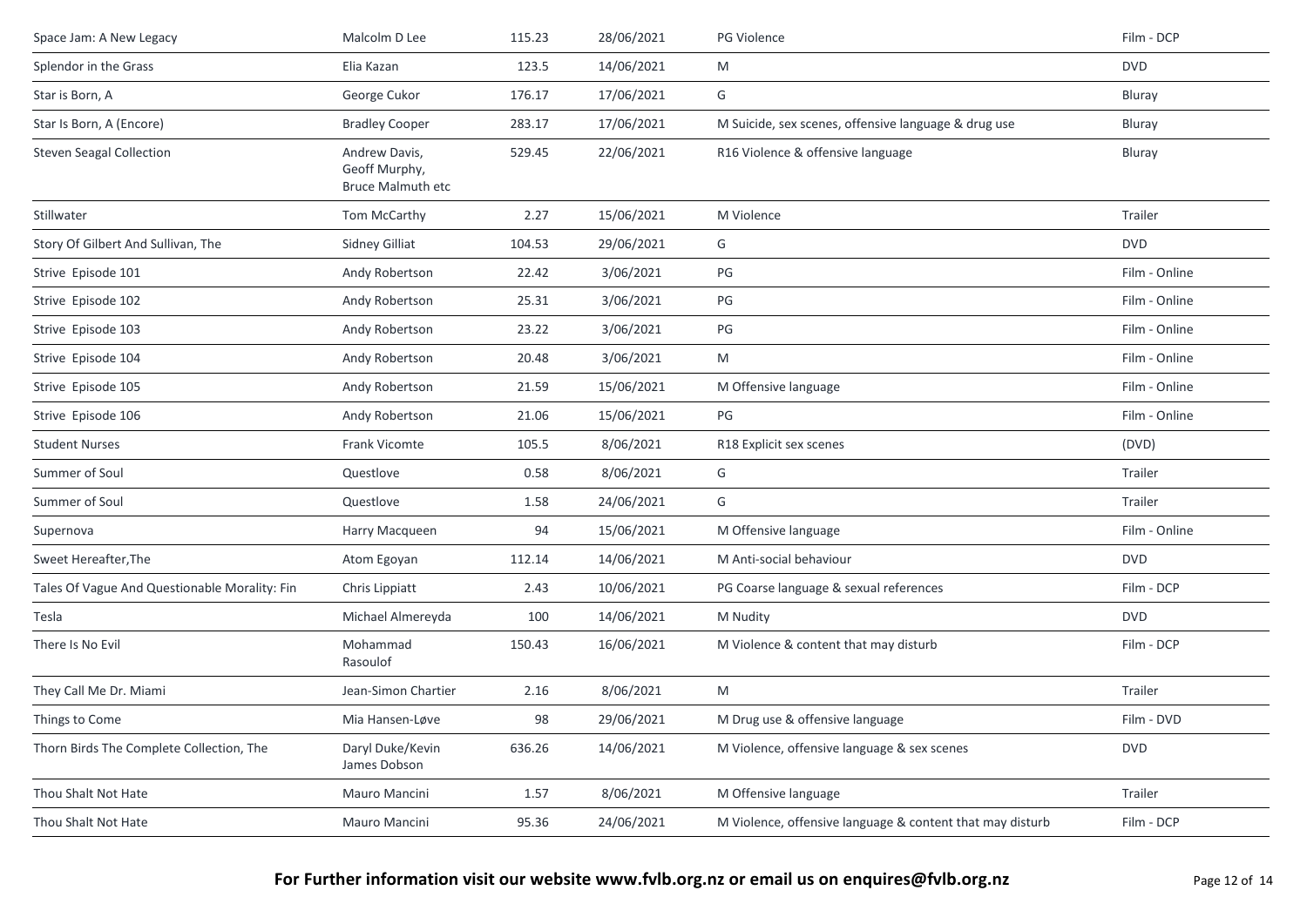| | | | | | |
|---|---|---|---|---|---|
| Space Jam: A New Legacy | Malcolm D Lee | 115.23 | 28/06/2021 | PG Violence | Film - DCP |
| Splendor in the Grass | Elia Kazan | 123.5 | 14/06/2021 | M | DVD |
| Star is Born, A | George Cukor | 176.17 | 17/06/2021 | G | Bluray |
| Star Is Born, A (Encore) | Bradley Cooper | 283.17 | 17/06/2021 | M Suicide, sex scenes, offensive language & drug use | Bluray |
| Steven Seagal Collection | Andrew Davis, Geoff Murphy, Bruce Malmuth etc | 529.45 | 22/06/2021 | R16 Violence & offensive language | Bluray |
| Stillwater | Tom McCarthy | 2.27 | 15/06/2021 | M Violence | Trailer |
| Story Of Gilbert And Sullivan, The | Sidney Gilliat | 104.53 | 29/06/2021 | G | DVD |
| Strive Episode 101 | Andy Robertson | 22.42 | 3/06/2021 | PG | Film - Online |
| Strive Episode 102 | Andy Robertson | 25.31 | 3/06/2021 | PG | Film - Online |
| Strive Episode 103 | Andy Robertson | 23.22 | 3/06/2021 | PG | Film - Online |
| Strive Episode 104 | Andy Robertson | 20.48 | 3/06/2021 | M | Film - Online |
| Strive Episode 105 | Andy Robertson | 21.59 | 15/06/2021 | M Offensive language | Film - Online |
| Strive Episode 106 | Andy Robertson | 21.06 | 15/06/2021 | PG | Film - Online |
| Student Nurses | Frank Vicomte | 105.5 | 8/06/2021 | R18 Explicit sex scenes | (DVD) |
| Summer of Soul | Questlove | 0.58 | 8/06/2021 | G | Trailer |
| Summer of Soul | Questlove | 1.58 | 24/06/2021 | G | Trailer |
| Supernova | Harry Macqueen | 94 | 15/06/2021 | M Offensive language | Film - Online |
| Sweet Hereafter,The | Atom Egoyan | 112.14 | 14/06/2021 | M Anti-social behaviour | DVD |
| Tales Of Vague And Questionable Morality: Fin | Chris Lippiatt | 2.43 | 10/06/2021 | PG Coarse language & sexual references | Film - DCP |
| Tesla | Michael Almereyda | 100 | 14/06/2021 | M Nudity | DVD |
| There Is No Evil | Mohammad Rasoulof | 150.43 | 16/06/2021 | M Violence & content that may disturb | Film - DCP |
| They Call Me Dr. Miami | Jean-Simon Chartier | 2.16 | 8/06/2021 | M | Trailer |
| Things to Come | Mia Hansen-Løve | 98 | 29/06/2021 | M Drug use & offensive language | Film - DVD |
| Thorn Birds The Complete Collection, The | Daryl Duke/Kevin James Dobson | 636.26 | 14/06/2021 | M Violence, offensive language & sex scenes | DVD |
| Thou Shalt Not Hate | Mauro Mancini | 1.57 | 8/06/2021 | M Offensive language | Trailer |
| Thou Shalt Not Hate | Mauro Mancini | 95.36 | 24/06/2021 | M Violence, offensive language & content that may disturb | Film - DCP |

**For Further information visit our website www.fvlb.org.nz or email us on enquires@fvlb.org.nz**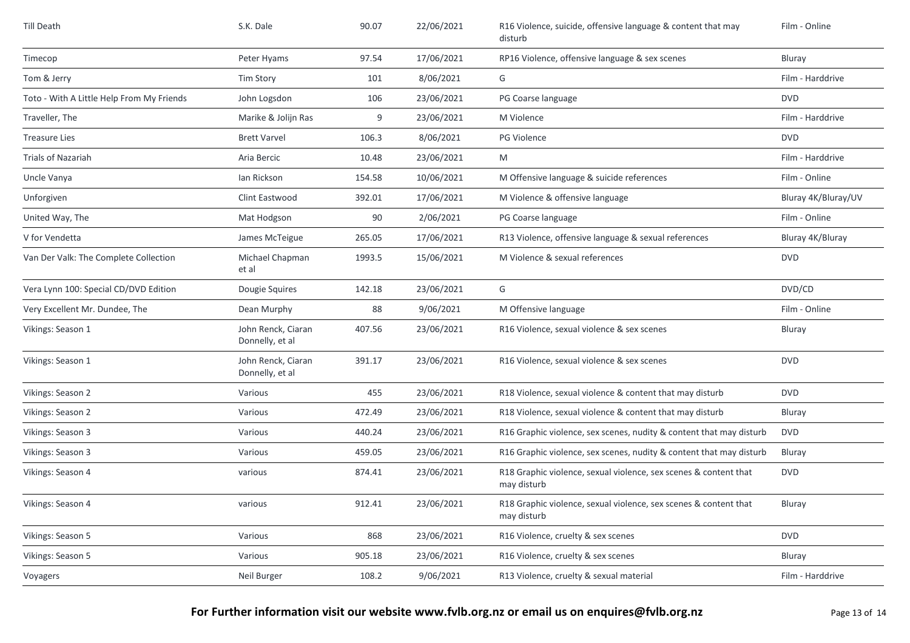| | | | | | |
|---|---|---|---|---|---|
| Till Death | S.K. Dale | 90.07 | 22/06/2021 | R16 Violence, suicide, offensive language & content that may disturb | Film - Online |
| Timecop | Peter Hyams | 97.54 | 17/06/2021 | RP16 Violence, offensive language & sex scenes | Bluray |
| Tom & Jerry | Tim Story | 101 | 8/06/2021 | G | Film - Harddrive |
| Toto - With A Little Help From My Friends | John Logsdon | 106 | 23/06/2021 | PG Coarse language | DVD |
| Traveller, The | Marike & Jolijn Ras | 9 | 23/06/2021 | M Violence | Film - Harddrive |
| Treasure Lies | Brett Varvel | 106.3 | 8/06/2021 | PG Violence | DVD |
| Trials of Nazariah | Aria Bercic | 10.48 | 23/06/2021 | M | Film - Harddrive |
| Uncle Vanya | Ian Rickson | 154.58 | 10/06/2021 | M Offensive language & suicide references | Film - Online |
| Unforgiven | Clint Eastwood | 392.01 | 17/06/2021 | M Violence & offensive language | Bluray 4K/Bluray/UV |
| United Way, The | Mat Hodgson | 90 | 2/06/2021 | PG Coarse language | Film - Online |
| V for Vendetta | James McTeigue | 265.05 | 17/06/2021 | R13 Violence, offensive language & sexual references | Bluray 4K/Bluray |
| Van Der Valk: The Complete Collection | Michael Chapman et al | 1993.5 | 15/06/2021 | M Violence & sexual references | DVD |
| Vera Lynn 100: Special CD/DVD Edition | Dougie Squires | 142.18 | 23/06/2021 | G | DVD/CD |
| Very Excellent Mr. Dundee, The | Dean Murphy | 88 | 9/06/2021 | M Offensive language | Film - Online |
| Vikings: Season 1 | John Renck, Ciaran Donnelly, et al | 407.56 | 23/06/2021 | R16 Violence, sexual violence & sex scenes | Bluray |
| Vikings: Season 1 | John Renck, Ciaran Donnelly, et al | 391.17 | 23/06/2021 | R16 Violence, sexual violence & sex scenes | DVD |
| Vikings: Season 2 | Various | 455 | 23/06/2021 | R18 Violence, sexual violence & content that may disturb | DVD |
| Vikings: Season 2 | Various | 472.49 | 23/06/2021 | R18 Violence, sexual violence & content that may disturb | Bluray |
| Vikings: Season 3 | Various | 440.24 | 23/06/2021 | R16 Graphic violence, sex scenes, nudity & content that may disturb | DVD |
| Vikings: Season 3 | Various | 459.05 | 23/06/2021 | R16 Graphic violence, sex scenes, nudity & content that may disturb | Bluray |
| Vikings: Season 4 | various | 874.41 | 23/06/2021 | R18 Graphic violence, sexual violence, sex scenes & content that may disturb | DVD |
| Vikings: Season 4 | various | 912.41 | 23/06/2021 | R18 Graphic violence, sexual violence, sex scenes & content that may disturb | Bluray |
| Vikings: Season 5 | Various | 868 | 23/06/2021 | R16 Violence, cruelty & sex scenes | DVD |
| Vikings: Season 5 | Various | 905.18 | 23/06/2021 | R16 Violence, cruelty & sex scenes | Bluray |
| Voyagers | Neil Burger | 108.2 | 9/06/2021 | R13 Violence, cruelty & sexual material | Film - Harddrive |

**For Further information visit our website www.fvlb.org.nz or email us on enquires@fvlb.org.nz**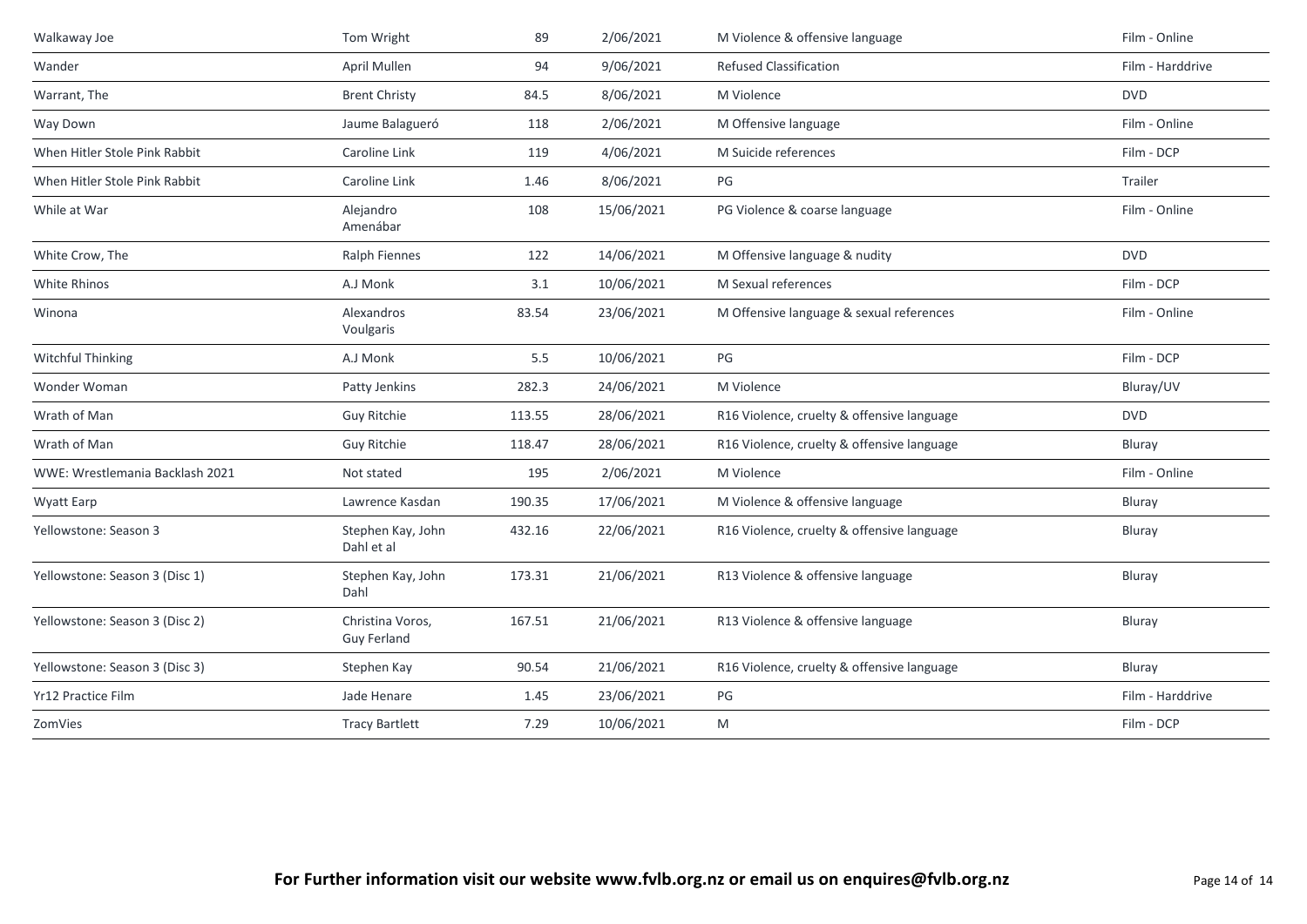| | | | | | |
|---|---|---|---|---|---|
| Walkaway Joe | Tom Wright | 89 | 2/06/2021 | M Violence & offensive language | Film - Online |
| Wander | April Mullen | 94 | 9/06/2021 | Refused Classification | Film - Harddrive |
| Warrant, The | Brent Christy | 84.5 | 8/06/2021 | M Violence | DVD |
| Way Down | Jaume Balagueró | 118 | 2/06/2021 | M Offensive language | Film - Online |
| When Hitler Stole Pink Rabbit | Caroline Link | 119 | 4/06/2021 | M Suicide references | Film - DCP |
| When Hitler Stole Pink Rabbit | Caroline Link | 1.46 | 8/06/2021 | PG | Trailer |
| While at War | Alejandro Amenábar | 108 | 15/06/2021 | PG Violence & coarse language | Film - Online |
| White Crow, The | Ralph Fiennes | 122 | 14/06/2021 | M Offensive language & nudity | DVD |
| White Rhinos | A.J Monk | 3.1 | 10/06/2021 | M Sexual references | Film - DCP |
| Winona | Alexandros Voulgaris | 83.54 | 23/06/2021 | M Offensive language & sexual references | Film - Online |
| Witchful Thinking | A.J Monk | 5.5 | 10/06/2021 | PG | Film - DCP |
| Wonder Woman | Patty Jenkins | 282.3 | 24/06/2021 | M Violence | Bluray/UV |
| Wrath of Man | Guy Ritchie | 113.55 | 28/06/2021 | R16 Violence, cruelty & offensive language | DVD |
| Wrath of Man | Guy Ritchie | 118.47 | 28/06/2021 | R16 Violence, cruelty & offensive language | Bluray |
| WWE: Wrestlemania Backlash 2021 | Not stated | 195 | 2/06/2021 | M Violence | Film - Online |
| Wyatt Earp | Lawrence Kasdan | 190.35 | 17/06/2021 | M Violence & offensive language | Bluray |
| Yellowstone: Season 3 | Stephen Kay, John Dahl et al | 432.16 | 22/06/2021 | R16 Violence, cruelty & offensive language | Bluray |
| Yellowstone: Season 3 (Disc 1) | Stephen Kay, John Dahl | 173.31 | 21/06/2021 | R13 Violence & offensive language | Bluray |
| Yellowstone: Season 3 (Disc 2) | Christina Voros, Guy Ferland | 167.51 | 21/06/2021 | R13 Violence & offensive language | Bluray |
| Yellowstone: Season 3 (Disc 3) | Stephen Kay | 90.54 | 21/06/2021 | R16 Violence, cruelty & offensive language | Bluray |
| Yr12 Practice Film | Jade Henare | 1.45 | 23/06/2021 | PG | Film - Harddrive |
| ZomVies | Tracy Bartlett | 7.29 | 10/06/2021 | M | Film - DCP |

**For Further information visit our website www.fvlb.org.nz or email us on enquires@fvlb.org.nz**